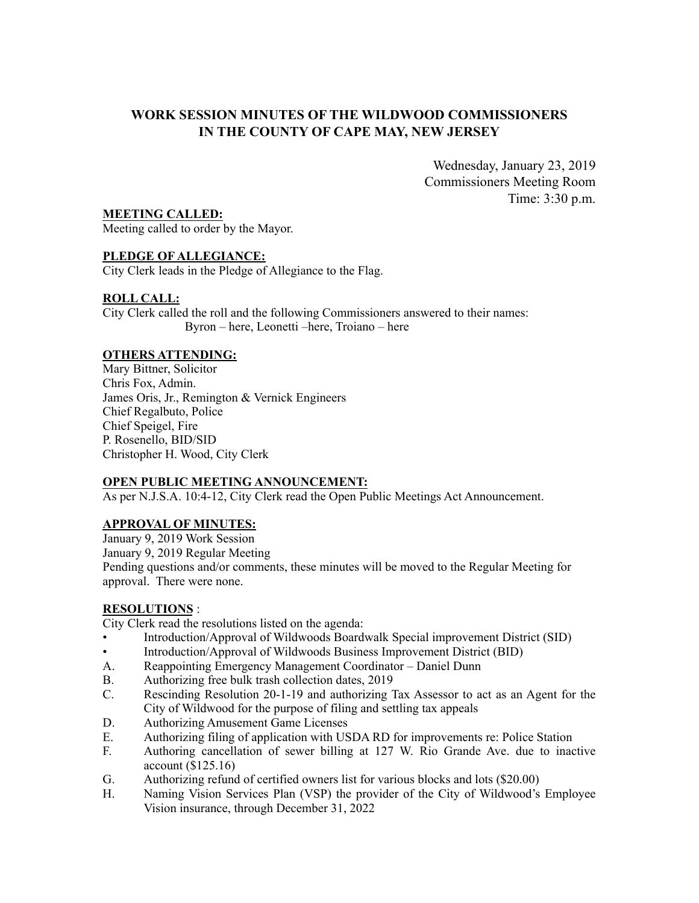# WORK SESSION MINUTES OF THE WILDWOOD COMMISSIONERS IN THE COUNTY OF CAPE MAY, NEW JERSEY

Wednesday, January 23, 2019
Commissioners Meeting Room
Time: 3:30 p.m.

**MEETING CALLED:**
Meeting called to order by the Mayor.

**PLEDGE OF ALLEGIANCE:**
City Clerk leads in the Pledge of Allegiance to the Flag.

**ROLL CALL:**
City Clerk called the roll and the following Commissioners answered to their names:
Byron – here, Leonetti –here, Troiano – here

**OTHERS ATTENDING:**
Mary Bittner, Solicitor
Chris Fox, Admin.
James Oris, Jr., Remington & Vernick Engineers
Chief Regalbuto, Police
Chief Speigel, Fire
P. Rosenello, BID/SID
Christopher H. Wood, City Clerk

**OPEN PUBLIC MEETING ANNOUNCEMENT:**
As per N.J.S.A. 10:4-12, City Clerk read the Open Public Meetings Act Announcement.

**APPROVAL OF MINUTES:**
January 9, 2019 Work Session
January 9, 2019 Regular Meeting
Pending questions and/or comments, these minutes will be moved to the Regular Meeting for approval. There were none.

**RESOLUTIONS** :
City Clerk read the resolutions listed on the agenda:

- Introduction/Approval of Wildwoods Boardwalk Special improvement District (SID)
- Introduction/Approval of Wildwoods Business Improvement District (BID)

A. Reappointing Emergency Management Coordinator – Daniel Dunn
B. Authorizing free bulk trash collection dates, 2019
C. Rescinding Resolution 20-1-19 and authorizing Tax Assessor to act as an Agent for the City of Wildwood for the purpose of filing and settling tax appeals
D. Authorizing Amusement Game Licenses
E. Authorizing filing of application with USDA RD for improvements re: Police Station
F. Authoring cancellation of sewer billing at 127 W. Rio Grande Ave. due to inactive account ($125.16)
G. Authorizing refund of certified owners list for various blocks and lots ($20.00)
H. Naming Vision Services Plan (VSP) the provider of the City of Wildwood's Employee Vision insurance, through December 31, 2022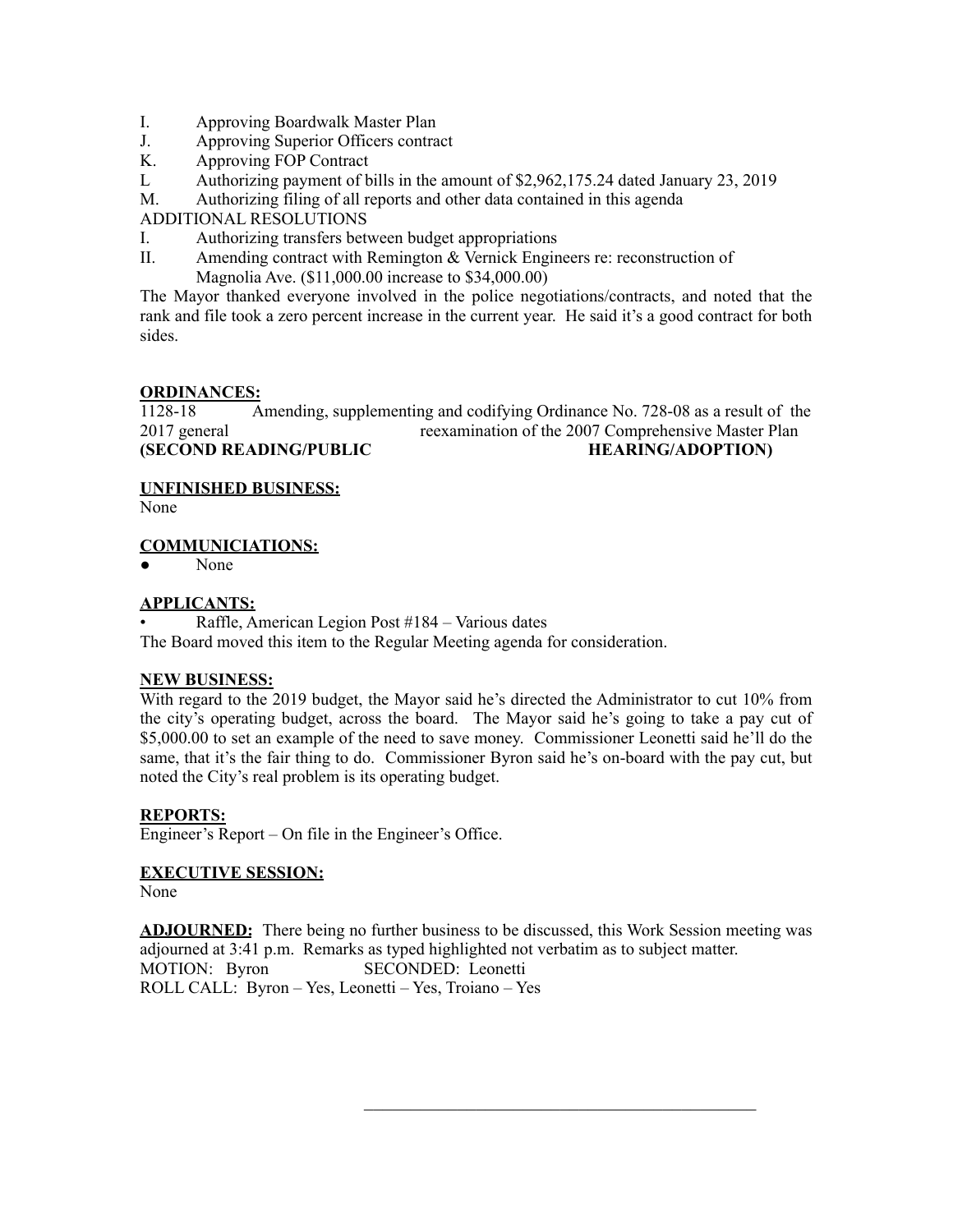I. Approving Boardwalk Master Plan
J. Approving Superior Officers contract
K. Approving FOP Contract
L Authorizing payment of bills in the amount of $2,962,175.24 dated January 23, 2019
M. Authorizing filing of all reports and other data contained in this agenda

ADDITIONAL RESOLUTIONS

I. Authorizing transfers between budget appropriations
II. Amending contract with Remington & Vernick Engineers re: reconstruction of Magnolia Ave. ($11,000.00 increase to $34,000.00)

The Mayor thanked everyone involved in the police negotiations/contracts, and noted that the rank and file took a zero percent increase in the current year. He said it's a good contract for both sides.

**ORDINANCES:**

1128-18 Amending, supplementing and codifying Ordinance No. 728-08 as a result of the 2017 general reexamination of the 2007 Comprehensive Master Plan
**(SECOND READING/PUBLIC HEARING/ADOPTION)**

**UNFINISHED BUSINESS:**

None

**COMMUNICIATIONS:**

- None

**APPLICANTS:**

- Raffle, American Legion Post #184 – Various dates

The Board moved this item to the Regular Meeting agenda for consideration.

**NEW BUSINESS:**

With regard to the 2019 budget, the Mayor said he's directed the Administrator to cut 10% from the city's operating budget, across the board. The Mayor said he's going to take a pay cut of $5,000.00 to set an example of the need to save money. Commissioner Leonetti said he'll do the same, that it's the fair thing to do. Commissioner Byron said he's on-board with the pay cut, but noted the City's real problem is its operating budget.

**REPORTS:**

Engineer's Report – On file in the Engineer's Office.

**EXECUTIVE SESSION:**

None

**ADJOURNED:** There being no further business to be discussed, this Work Session meeting was adjourned at 3:41 p.m. Remarks as typed highlighted not verbatim as to subject matter.

MOTION: Byron SECONDED: Leonetti

ROLL CALL: Byron – Yes, Leonetti – Yes, Troiano – Yes

\_\_\_\_\_\_\_\_\_\_\_\_\_\_\_\_\_\_\_\_\_\_\_\_\_\_\_\_\_\_\_\_\_\_\_\_\_\_\_\_\_\_\_\_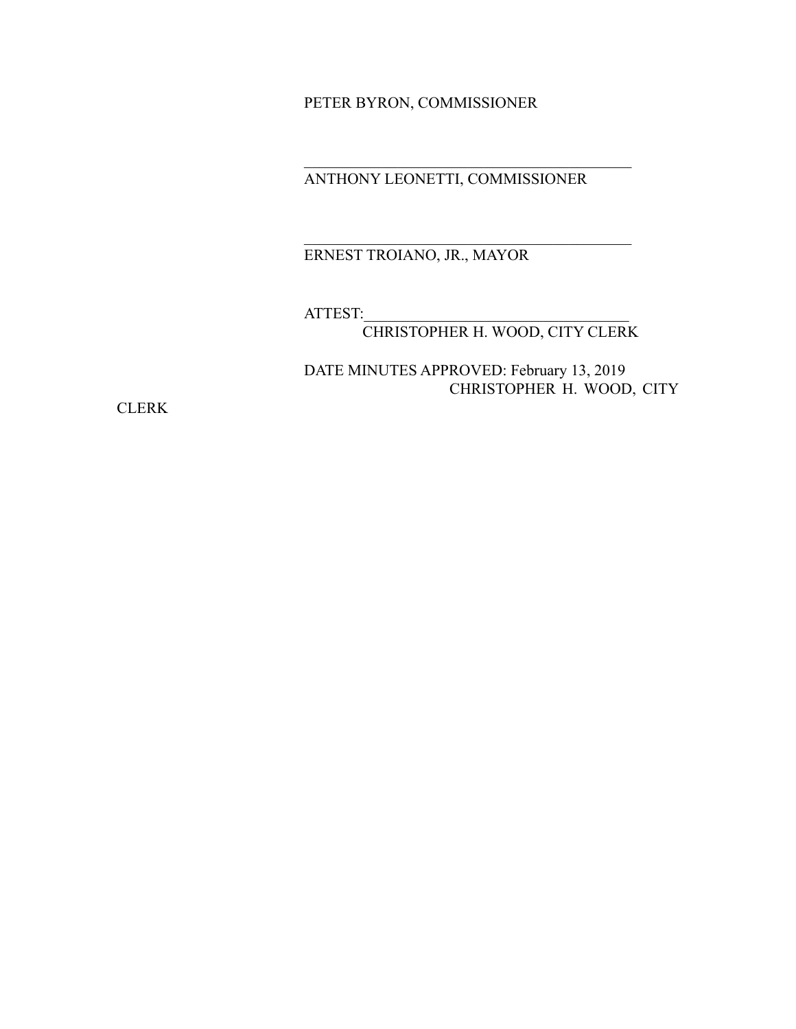PETER BYRON, COMMISSIONER

\_\_\_\_\_\_\_\_\_\_\_\_\_\_\_\_\_\_\_\_\_\_\_\_\_\_\_\_\_\_\_\_\_\_\_\_\_\_\_\_

ANTHONY LEONETTI, COMMISSIONER

\_\_\_\_\_\_\_\_\_\_\_\_\_\_\_\_\_\_\_\_\_\_\_\_\_\_\_\_\_\_\_\_\_\_\_\_\_\_\_\_

ERNEST TROIANO, JR., MAYOR

ATTEST:\_\_\_\_\_\_\_\_\_\_\_\_\_\_\_\_\_\_\_\_\_\_\_\_\_\_\_\_\_\_\_\_\_\_

CHRISTOPHER H. WOOD, CITY CLERK

DATE MINUTES APPROVED: February 13, 2019

CHRISTOPHER H. WOOD, CITY CLERK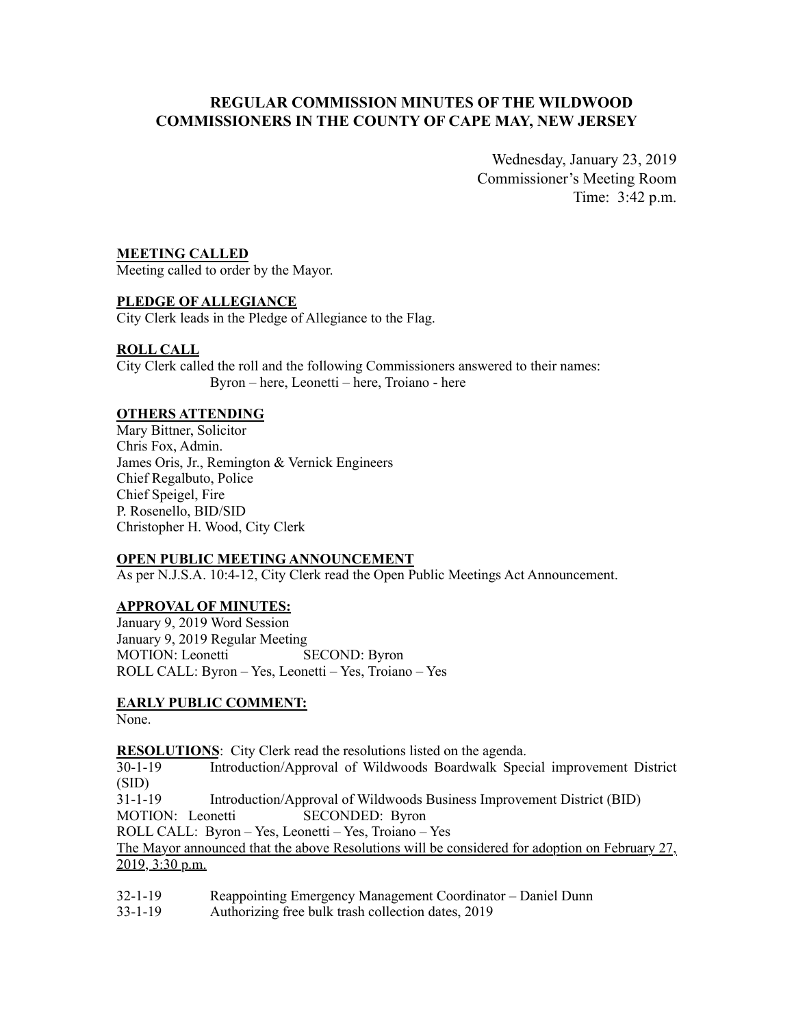# REGULAR COMMISSION MINUTES OF THE WILDWOOD COMMISSIONERS IN THE COUNTY OF CAPE MAY, NEW JERSEY

Wednesday, January 23, 2019
Commissioner's Meeting Room
Time: 3:42 p.m.

**MEETING CALLED**
Meeting called to order by the Mayor.

**PLEDGE OF ALLEGIANCE**
City Clerk leads in the Pledge of Allegiance to the Flag.

**ROLL CALL**
City Clerk called the roll and the following Commissioners answered to their names:
Byron – here, Leonetti – here, Troiano - here

**OTHERS ATTENDING**
Mary Bittner, Solicitor
Chris Fox, Admin.
James Oris, Jr., Remington & Vernick Engineers
Chief Regalbuto, Police
Chief Speigel, Fire
P. Rosenello, BID/SID
Christopher H. Wood, City Clerk

**OPEN PUBLIC MEETING ANNOUNCEMENT**
As per N.J.S.A. 10:4-12, City Clerk read the Open Public Meetings Act Announcement.

**APPROVAL OF MINUTES:**
January 9, 2019 Word Session
January 9, 2019 Regular Meeting
MOTION: Leonetti SECOND: Byron
ROLL CALL: Byron – Yes, Leonetti – Yes, Troiano – Yes

**EARLY PUBLIC COMMENT:**
None.

**RESOLUTIONS**: City Clerk read the resolutions listed on the agenda.
30-1-19 Introduction/Approval of Wildwoods Boardwalk Special improvement District (SID)
31-1-19 Introduction/Approval of Wildwoods Business Improvement District (BID)
MOTION: Leonetti SECONDED: Byron
ROLL CALL: Byron – Yes, Leonetti – Yes, Troiano – Yes
The Mayor announced that the above Resolutions will be considered for adoption on February 27, 2019, 3:30 p.m.

32-1-19 Reappointing Emergency Management Coordinator – Daniel Dunn
33-1-19 Authorizing free bulk trash collection dates, 2019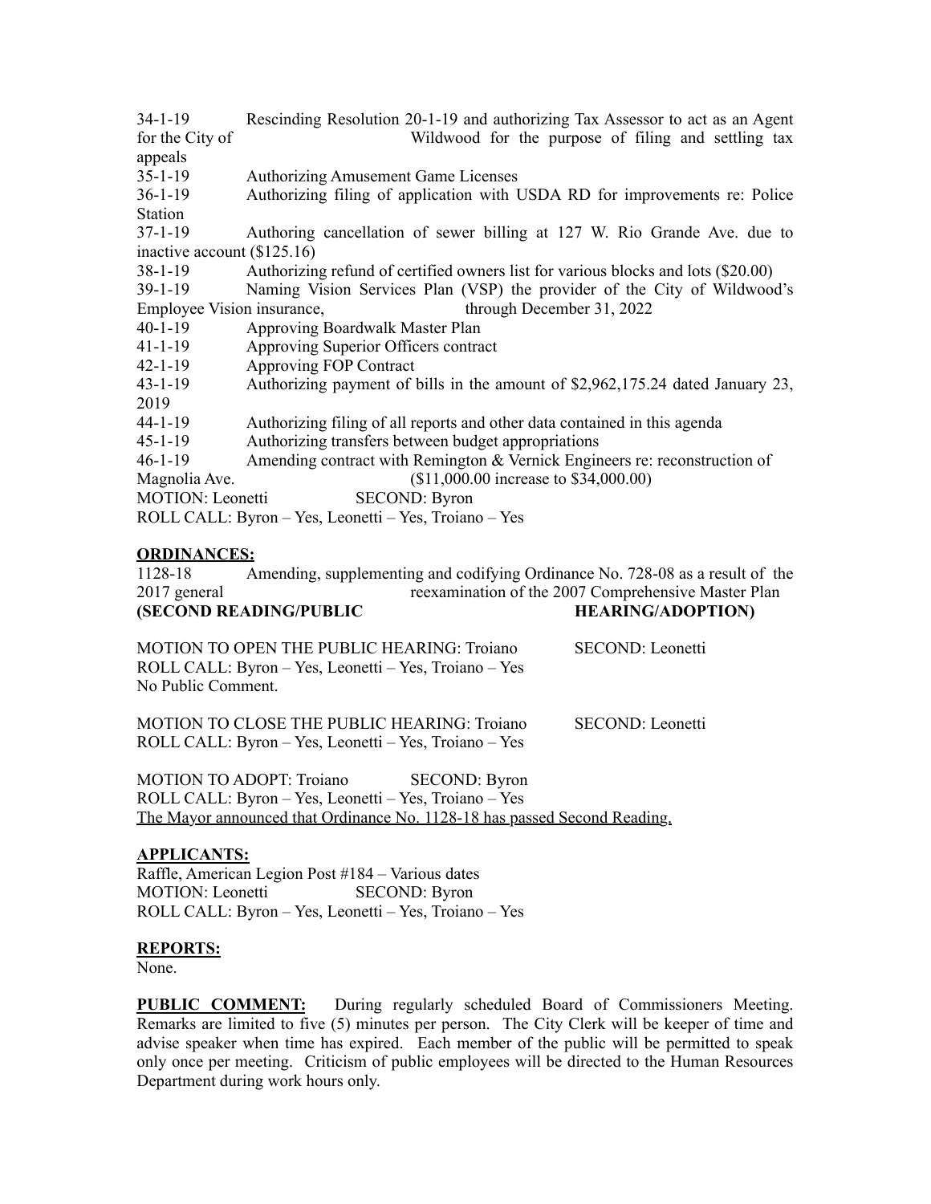34-1-19 Rescinding Resolution 20-1-19 and authorizing Tax Assessor to act as an Agent for the City of Wildwood for the purpose of filing and settling tax appeals

35-1-19 Authorizing Amusement Game Licenses

36-1-19 Authorizing filing of application with USDA RD for improvements re: Police Station

37-1-19 Authoring cancellation of sewer billing at 127 W. Rio Grande Ave. due to inactive account ($125.16)

38-1-19 Authorizing refund of certified owners list for various blocks and lots ($20.00)

39-1-19 Naming Vision Services Plan (VSP) the provider of the City of Wildwood's Employee Vision insurance, through December 31, 2022

40-1-19 Approving Boardwalk Master Plan

41-1-19 Approving Superior Officers contract

42-1-19 Approving FOP Contract

43-1-19 Authorizing payment of bills in the amount of $2,962,175.24 dated January 23, 2019

44-1-19 Authorizing filing of all reports and other data contained in this agenda

45-1-19 Authorizing transfers between budget appropriations

46-1-19 Amending contract with Remington & Vernick Engineers re: reconstruction of Magnolia Ave. ($11,000.00 increase to $34,000.00)

MOTION: Leonetti SECOND: Byron
ROLL CALL: Byron – Yes, Leonetti – Yes, Troiano – Yes

**ORDINANCES:**

1128-18 Amending, supplementing and codifying Ordinance No. 728-08 as a result of the 2017 general reexamination of the 2007 Comprehensive Master Plan
**(SECOND READING/PUBLIC HEARING/ADOPTION)**

MOTION TO OPEN THE PUBLIC HEARING: Troiano SECOND: Leonetti
ROLL CALL: Byron – Yes, Leonetti – Yes, Troiano – Yes
No Public Comment.

MOTION TO CLOSE THE PUBLIC HEARING: Troiano SECOND: Leonetti
ROLL CALL: Byron – Yes, Leonetti – Yes, Troiano – Yes

MOTION TO ADOPT: Troiano SECOND: Byron
ROLL CALL: Byron – Yes, Leonetti – Yes, Troiano – Yes
The Mayor announced that Ordinance No. 1128-18 has passed Second Reading.

**APPLICANTS:**

Raffle, American Legion Post #184 – Various dates
MOTION: Leonetti SECOND: Byron
ROLL CALL: Byron – Yes, Leonetti – Yes, Troiano – Yes

**REPORTS:**

None.

**PUBLIC COMMENT:** During regularly scheduled Board of Commissioners Meeting. Remarks are limited to five (5) minutes per person. The City Clerk will be keeper of time and advise speaker when time has expired. Each member of the public will be permitted to speak only once per meeting. Criticism of public employees will be directed to the Human Resources Department during work hours only.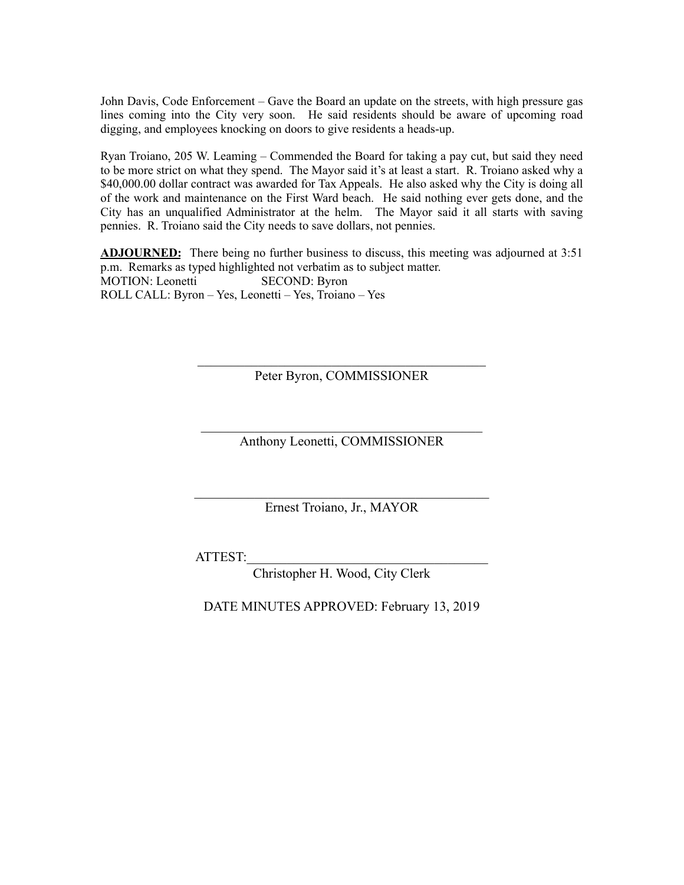John Davis, Code Enforcement – Gave the Board an update on the streets, with high pressure gas lines coming into the City very soon. He said residents should be aware of upcoming road digging, and employees knocking on doors to give residents a heads-up.

Ryan Troiano, 205 W. Leaming – Commended the Board for taking a pay cut, but said they need to be more strict on what they spend. The Mayor said it's at least a start. R. Troiano asked why a $40,000.00 dollar contract was awarded for Tax Appeals. He also asked why the City is doing all of the work and maintenance on the First Ward beach. He said nothing ever gets done, and the City has an unqualified Administrator at the helm. The Mayor said it all starts with saving pennies. R. Troiano said the City needs to save dollars, not pennies.

**ADJOURNED:** There being no further business to discuss, this meeting was adjourned at 3:51 p.m. Remarks as typed highlighted not verbatim as to subject matter.
MOTION: Leonetti SECOND: Byron
ROLL CALL: Byron – Yes, Leonetti – Yes, Troiano – Yes

\_\_\_\_\_\_\_\_\_\_\_\_\_\_\_\_\_\_\_\_\_\_\_\_\_\_\_\_\_\_\_\_\_\_\_\_\_\_\_\_
Peter Byron, COMMISSIONER

\_\_\_\_\_\_\_\_\_\_\_\_\_\_\_\_\_\_\_\_\_\_\_\_\_\_\_\_\_\_\_\_\_\_\_\_\_\_\_\_
Anthony Leonetti, COMMISSIONER

\_\_\_\_\_\_\_\_\_\_\_\_\_\_\_\_\_\_\_\_\_\_\_\_\_\_\_\_\_\_\_\_\_\_\_\_\_\_\_\_
Ernest Troiano, Jr., MAYOR

ATTEST:\_\_\_\_\_\_\_\_\_\_\_\_\_\_\_\_\_\_\_\_\_\_\_\_\_\_\_\_\_\_\_\_\_\_\_\_
Christopher H. Wood, City Clerk

DATE MINUTES APPROVED: February 13, 2019